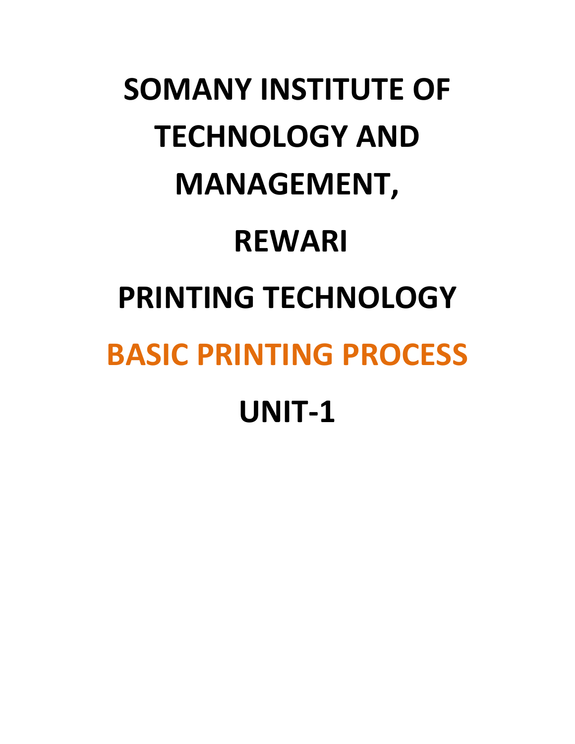# SOMANY INSTITUTE OF TECHNOLOGY AND MANAGEMENT,

# REWARI

# PRINTING TECHNOLOGY

# BASIC PRINTING PROCESS

# UNIT-1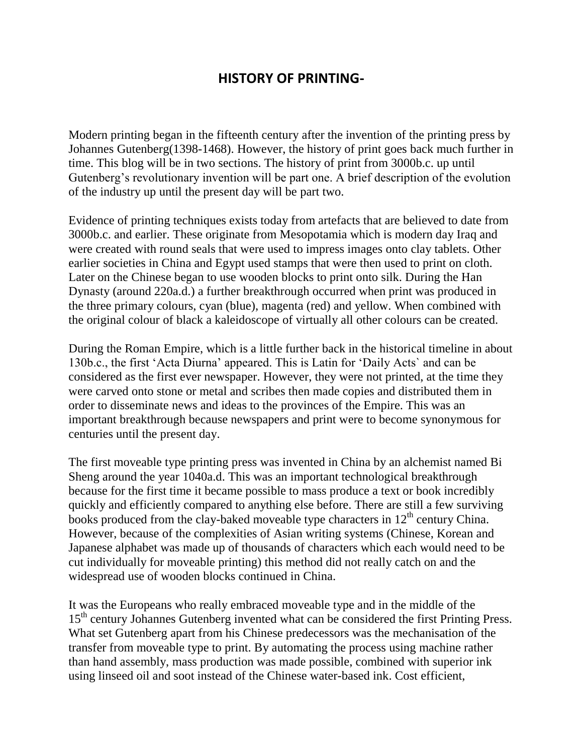## HISTORY OF PRINTING-

Modern printing began in the fifteenth century after the invention of the printing press by Johannes Gutenberg(1398-1468). However, the history of print goes back much further in time. This blog will be in two sections. The history of print from 3000b.c. up until Gutenberg's revolutionary invention will be part one. A brief description of the evolution of the industry up until the present day will be part two.

Evidence of printing techniques exists today from artefacts that are believed to date from 3000b.c. and earlier. These originate from Mesopotamia which is modern day Iraq and were created with round seals that were used to impress images onto clay tablets. Other earlier societies in China and Egypt used stamps that were then used to print on cloth. Later on the Chinese began to use wooden blocks to print onto silk. During the Han Dynasty (around 220a.d.) a further breakthrough occurred when print was produced in the three primary colours, cyan (blue), magenta (red) and yellow. When combined with the original colour of black a kaleidoscope of virtually all other colours can be created.

During the Roman Empire, which is a little further back in the historical timeline in about 130b.c., the first 'Acta Diurna' appeared. This is Latin for 'Daily Acts` and can be considered as the first ever newspaper. However, they were not printed, at the time they were carved onto stone or metal and scribes then made copies and distributed them in order to disseminate news and ideas to the provinces of the Empire. This was an important breakthrough because newspapers and print were to become synonymous for centuries until the present day.

The first moveable type printing press was invented in China by an alchemist named Bi Sheng around the year 1040a.d. This was an important technological breakthrough because for the first time it became possible to mass produce a text or book incredibly quickly and efficiently compared to anything else before. There are still a few surviving books produced from the clay-baked moveable type characters in 12th century China. However, because of the complexities of Asian writing systems (Chinese, Korean and Japanese alphabet was made up of thousands of characters which each would need to be cut individually for moveable printing) this method did not really catch on and the widespread use of wooden blocks continued in China.

It was the Europeans who really embraced moveable type and in the middle of the 15th century Johannes Gutenberg invented what can be considered the first Printing Press. What set Gutenberg apart from his Chinese predecessors was the mechanisation of the transfer from moveable type to print. By automating the process using machine rather than hand assembly, mass production was made possible, combined with superior ink using linseed oil and soot instead of the Chinese water-based ink. Cost efficient,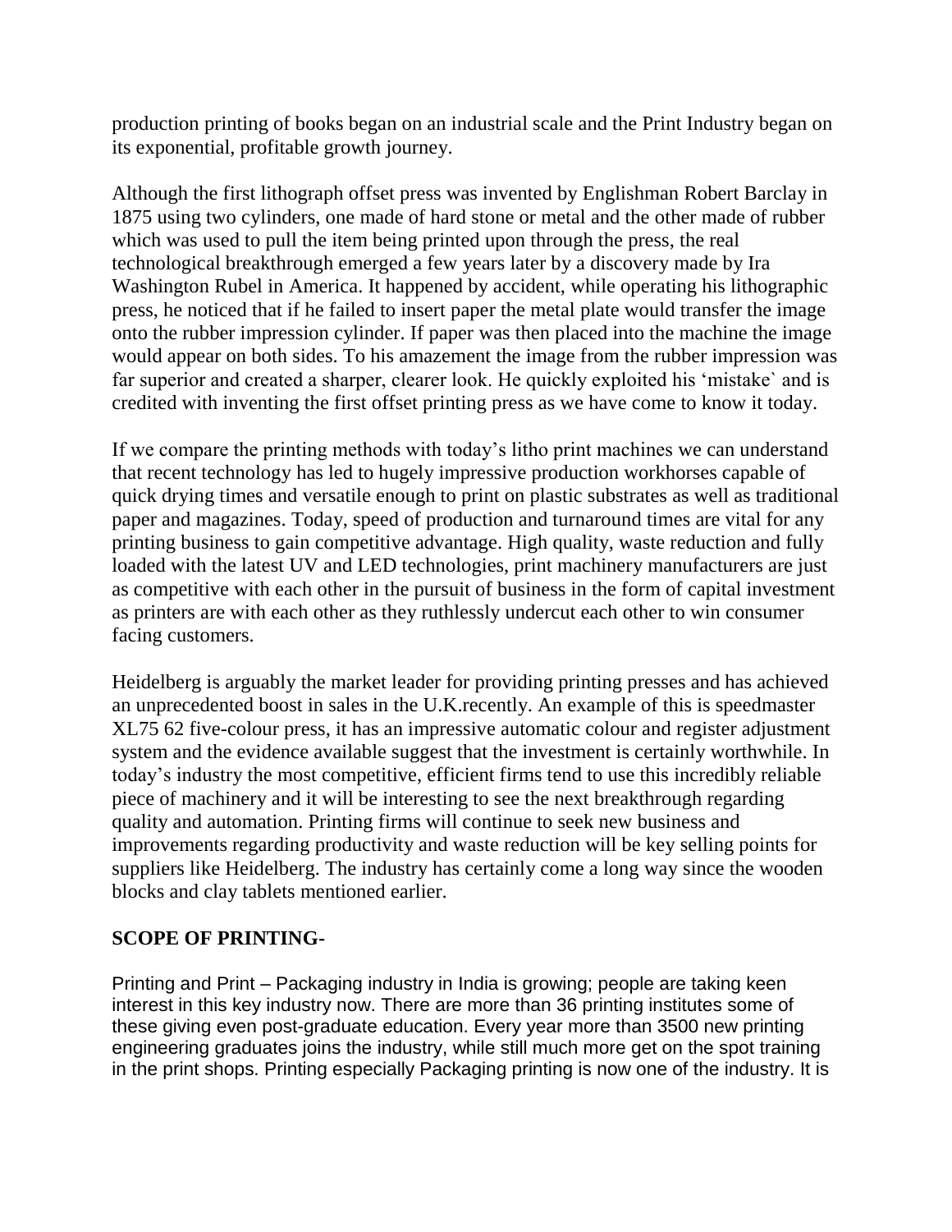production printing of books began on an industrial scale and the Print Industry began on its exponential, profitable growth journey.

Although the first lithograph offset press was invented by Englishman Robert Barclay in 1875 using two cylinders, one made of hard stone or metal and the other made of rubber which was used to pull the item being printed upon through the press, the real technological breakthrough emerged a few years later by a discovery made by Ira Washington Rubel in America. It happened by accident, while operating his lithographic press, he noticed that if he failed to insert paper the metal plate would transfer the image onto the rubber impression cylinder. If paper was then placed into the machine the image would appear on both sides. To his amazement the image from the rubber impression was far superior and created a sharper, clearer look. He quickly exploited his 'mistake` and is credited with inventing the first offset printing press as we have come to know it today.

If we compare the printing methods with today's litho print machines we can understand that recent technology has led to hugely impressive production workhorses capable of quick drying times and versatile enough to print on plastic substrates as well as traditional paper and magazines. Today, speed of production and turnaround times are vital for any printing business to gain competitive advantage. High quality, waste reduction and fully loaded with the latest UV and LED technologies, print machinery manufacturers are just as competitive with each other in the pursuit of business in the form of capital investment as printers are with each other as they ruthlessly undercut each other to win consumer facing customers.

Heidelberg is arguably the market leader for providing printing presses and has achieved an unprecedented boost in sales in the U.K.recently. An example of this is speedmaster XL75 62 five-colour press, it has an impressive automatic colour and register adjustment system and the evidence available suggest that the investment is certainly worthwhile. In today's industry the most competitive, efficient firms tend to use this incredibly reliable piece of machinery and it will be interesting to see the next breakthrough regarding quality and automation. Printing firms will continue to seek new business and improvements regarding productivity and waste reduction will be key selling points for suppliers like Heidelberg. The industry has certainly come a long way since the wooden blocks and clay tablets mentioned earlier.

**SCOPE OF PRINTING-**

Printing and Print – Packaging industry in India is growing; people are taking keen interest in this key industry now. There are more than 36 printing institutes some of these giving even post-graduate education. Every year more than 3500 new printing engineering graduates joins the industry, while still much more get on the spot training in the print shops. Printing especially Packaging printing is now one of the industry. It is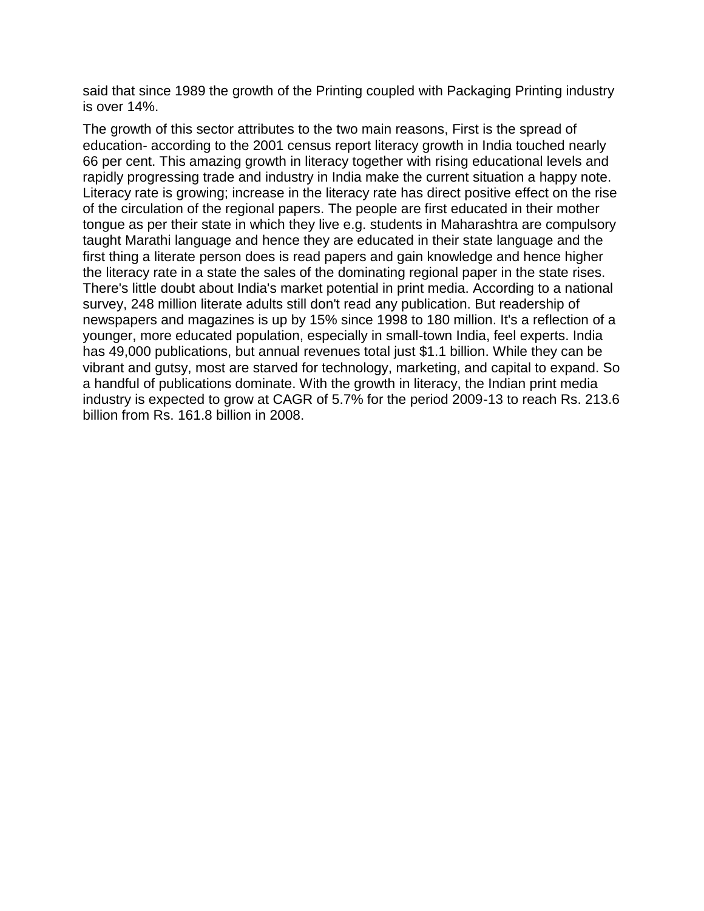said that since 1989 the growth of the Printing coupled with Packaging Printing industry is over 14%.

The growth of this sector attributes to the two main reasons, First is the spread of education- according to the 2001 census report literacy growth in India touched nearly 66 per cent. This amazing growth in literacy together with rising educational levels and rapidly progressing trade and industry in India make the current situation a happy note. Literacy rate is growing; increase in the literacy rate has direct positive effect on the rise of the circulation of the regional papers. The people are first educated in their mother tongue as per their state in which they live e.g. students in Maharashtra are compulsory taught Marathi language and hence they are educated in their state language and the first thing a literate person does is read papers and gain knowledge and hence higher the literacy rate in a state the sales of the dominating regional paper in the state rises. There's little doubt about India's market potential in print media. According to a national survey, 248 million literate adults still don't read any publication. But readership of newspapers and magazines is up by 15% since 1998 to 180 million. It's a reflection of a younger, more educated population, especially in small-town India, feel experts. India has 49,000 publications, but annual revenues total just $1.1 billion. While they can be vibrant and gutsy, most are starved for technology, marketing, and capital to expand. So a handful of publications dominate. With the growth in literacy, the Indian print media industry is expected to grow at CAGR of 5.7% for the period 2009-13 to reach Rs. 213.6 billion from Rs. 161.8 billion in 2008.